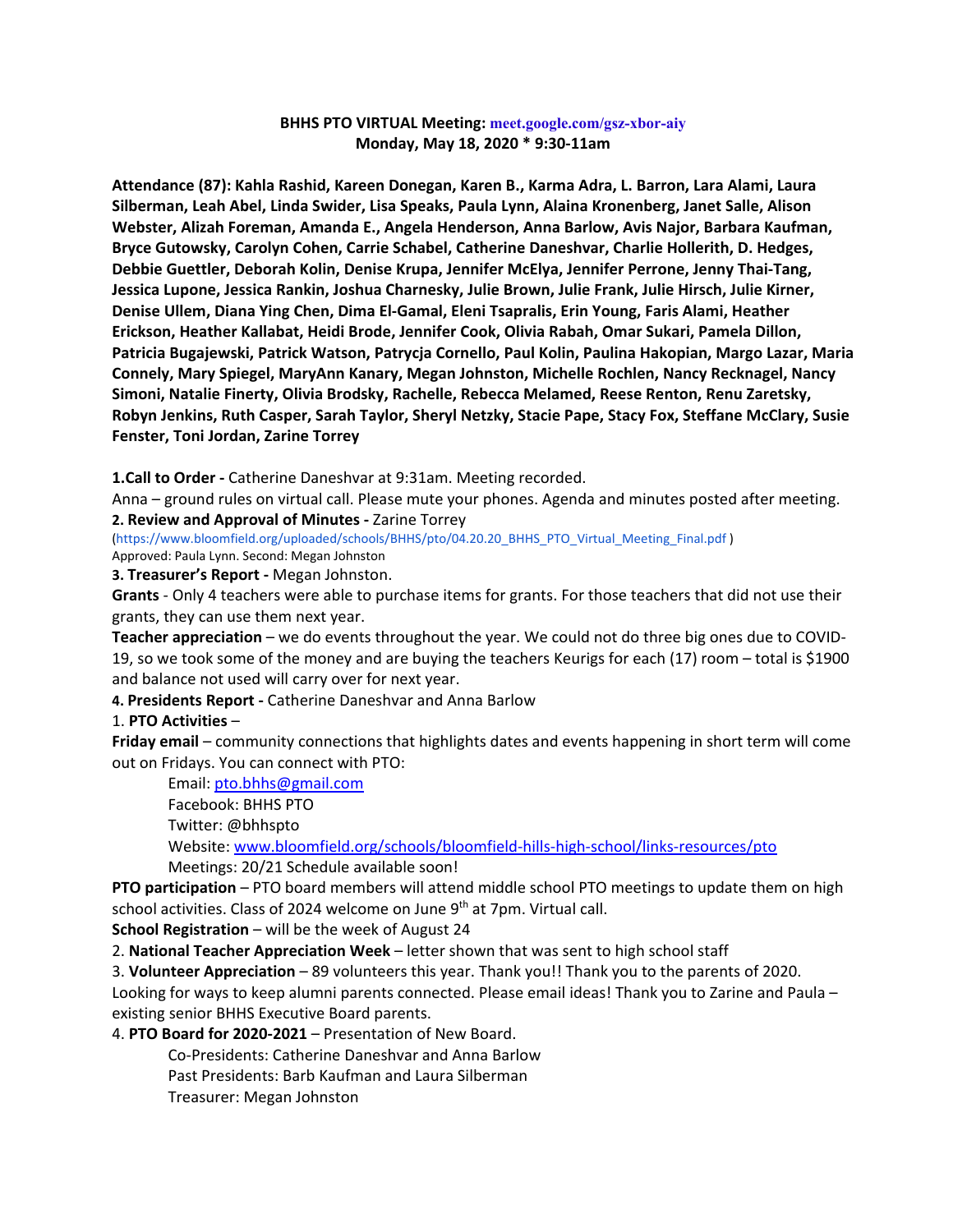**BHHS PTO VIRTUAL Meeting: meet.google.com/gsz-xbor-aiy**
**Monday, May 18, 2020 * 9:30-11am**

**Attendance (87): Kahla Rashid, Kareen Donegan, Karen B., Karma Adra, L. Barron, Lara Alami, Laura Silberman, Leah Abel, Linda Swider, Lisa Speaks, Paula Lynn, Alaina Kronenberg, Janet Salle, Alison Webster, Alizah Foreman, Amanda E., Angela Henderson, Anna Barlow, Avis Najor, Barbara Kaufman, Bryce Gutowsky, Carolyn Cohen, Carrie Schabel, Catherine Daneshvar, Charlie Hollerith, D. Hedges, Debbie Guettler, Deborah Kolin, Denise Krupa, Jennifer McElya, Jennifer Perrone, Jenny Thai-Tang, Jessica Lupone, Jessica Rankin, Joshua Charnesky, Julie Brown, Julie Frank, Julie Hirsch, Julie Kirner, Denise Ullem, Diana Ying Chen, Dima El-Gamal, Eleni Tsapralis, Erin Young, Faris Alami, Heather Erickson, Heather Kallabat, Heidi Brode, Jennifer Cook, Olivia Rabah, Omar Sukari, Pamela Dillon, Patricia Bugajewski, Patrick Watson, Patrycja Cornello, Paul Kolin, Paulina Hakopian, Margo Lazar, Maria Connely, Mary Spiegel, MaryAnn Kanary, Megan Johnston, Michelle Rochlen, Nancy Recknagel, Nancy Simoni, Natalie Finerty, Olivia Brodsky, Rachelle, Rebecca Melamed, Reese Renton, Renu Zaretsky, Robyn Jenkins, Ruth Casper, Sarah Taylor, Sheryl Netzky, Stacie Pape, Stacy Fox, Steffane McClary, Susie Fenster, Toni Jordan, Zarine Torrey**

**1.Call to Order -** Catherine Daneshvar at 9:31am. Meeting recorded.

Anna – ground rules on virtual call. Please mute your phones. Agenda and minutes posted after meeting.

**2. Review and Approval of Minutes -** Zarine Torrey

(https://www.bloomfield.org/uploaded/schools/BHHS/pto/04.20.20_BHHS_PTO_Virtual_Meeting_Final.pdf )

Approved: Paula Lynn. Second: Megan Johnston

**3. Treasurer's Report -** Megan Johnston.

**Grants** - Only 4 teachers were able to purchase items for grants. For those teachers that did not use their grants, they can use them next year.

**Teacher appreciation** – we do events throughout the year. We could not do three big ones due to COVID-19, so we took some of the money and are buying the teachers Keurigs for each (17) room – total is $1900 and balance not used will carry over for next year.

**4. Presidents Report -** Catherine Daneshvar and Anna Barlow

1. **PTO Activities** –

**Friday email** – community connections that highlights dates and events happening in short term will come out on Fridays. You can connect with PTO:

- Email: pto.bhhs@gmail.com
- Facebook: BHHS PTO
- Twitter: @bhhspto
- Website: www.bloomfield.org/schools/bloomfield-hills-high-school/links-resources/pto
- Meetings: 20/21 Schedule available soon!

**PTO participation** – PTO board members will attend middle school PTO meetings to update them on high school activities. Class of 2024 welcome on June 9th at 7pm. Virtual call.

**School Registration** – will be the week of August 24

2. **National Teacher Appreciation Week** – letter shown that was sent to high school staff

3. **Volunteer Appreciation** – 89 volunteers this year. Thank you!! Thank you to the parents of 2020. Looking for ways to keep alumni parents connected. Please email ideas! Thank you to Zarine and Paula – existing senior BHHS Executive Board parents.

4. **PTO Board for 2020-2021** – Presentation of New Board.

- Co-Presidents: Catherine Daneshvar and Anna Barlow
- Past Presidents: Barb Kaufman and Laura Silberman
- Treasurer: Megan Johnston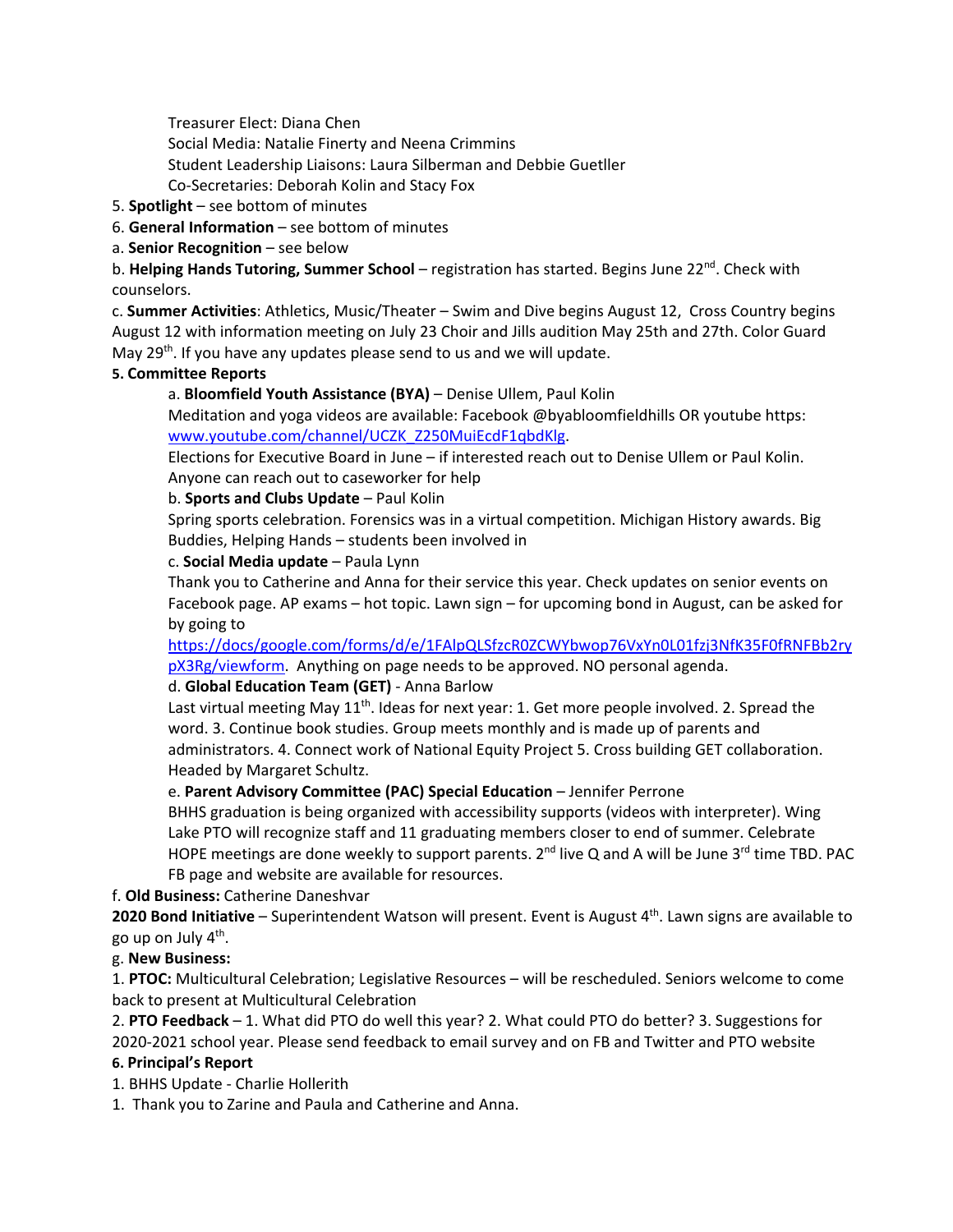Treasurer Elect: Diana Chen
Social Media: Natalie Finerty and Neena Crimmins
Student Leadership Liaisons: Laura Silberman and Debbie Guetller
Co-Secretaries: Deborah Kolin and Stacy Fox

5. **Spotlight** – see bottom of minutes
6. **General Information** – see bottom of minutes

a. **Senior Recognition** – see below

b. **Helping Hands Tutoring, Summer School** – registration has started. Begins June 22nd. Check with counselors.

c. **Summer Activities**: Athletics, Music/Theater – Swim and Dive begins August 12, Cross Country begins August 12 with information meeting on July 23 Choir and Jills audition May 25th and 27th. Color Guard May 29th. If you have any updates please send to us and we will update.

**5. Committee Reports**

a. **Bloomfield Youth Assistance (BYA)** – Denise Ullem, Paul Kolin
Meditation and yoga videos are available: Facebook @byabloomfieldhills OR youtube https: [www.youtube.com/channel/UCZK_Z250MuiEcdF1qbdKlg](www.youtube.com/channel/UCZK_Z250MuiEcdF1qbdKlg).
Elections for Executive Board in June – if interested reach out to Denise Ullem or Paul Kolin. Anyone can reach out to caseworker for help

b. **Sports and Clubs Update** – Paul Kolin
Spring sports celebration. Forensics was in a virtual competition. Michigan History awards. Big Buddies, Helping Hands – students been involved in

c. **Social Media update** – Paula Lynn
Thank you to Catherine and Anna for their service this year. Check updates on senior events on Facebook page. AP exams – hot topic. Lawn sign – for upcoming bond in August, can be asked for by going to [https://docs/google.com/forms/d/e/1FAlpQLSfzcR0ZCWYbwop76VxYn0L01fzj3NfK35F0fRNFBb2rypX3Rg/viewform](https://docs/google.com/forms/d/e/1FAlpQLSfzcR0ZCWYbwop76VxYn0L01fzj3NfK35F0fRNFBb2rypX3Rg/viewform). Anything on page needs to be approved. NO personal agenda.

d. **Global Education Team (GET)** - Anna Barlow
Last virtual meeting May 11th. Ideas for next year: 1. Get more people involved. 2. Spread the word. 3. Continue book studies. Group meets monthly and is made up of parents and administrators. 4. Connect work of National Equity Project 5. Cross building GET collaboration. Headed by Margaret Schultz.

e. **Parent Advisory Committee (PAC) Special Education** – Jennifer Perrone
BHHS graduation is being organized with accessibility supports (videos with interpreter). Wing Lake PTO will recognize staff and 11 graduating members closer to end of summer. Celebrate HOPE meetings are done weekly to support parents. 2nd live Q and A will be June 3rd time TBD. PAC FB page and website are available for resources.

f. **Old Business:** Catherine Daneshvar

**2020 Bond Initiative** – Superintendent Watson will present. Event is August 4th. Lawn signs are available to go up on July 4th.

g. **New Business:**

1. **PTOC:** Multicultural Celebration; Legislative Resources – will be rescheduled. Seniors welcome to come back to present at Multicultural Celebration
2. **PTO Feedback** – 1. What did PTO do well this year? 2. What could PTO do better? 3. Suggestions for 2020-2021 school year. Please send feedback to email survey and on FB and Twitter and PTO website

**6. Principal's Report**

1. BHHS Update - Charlie Hollerith
1. Thank you to Zarine and Paula and Catherine and Anna.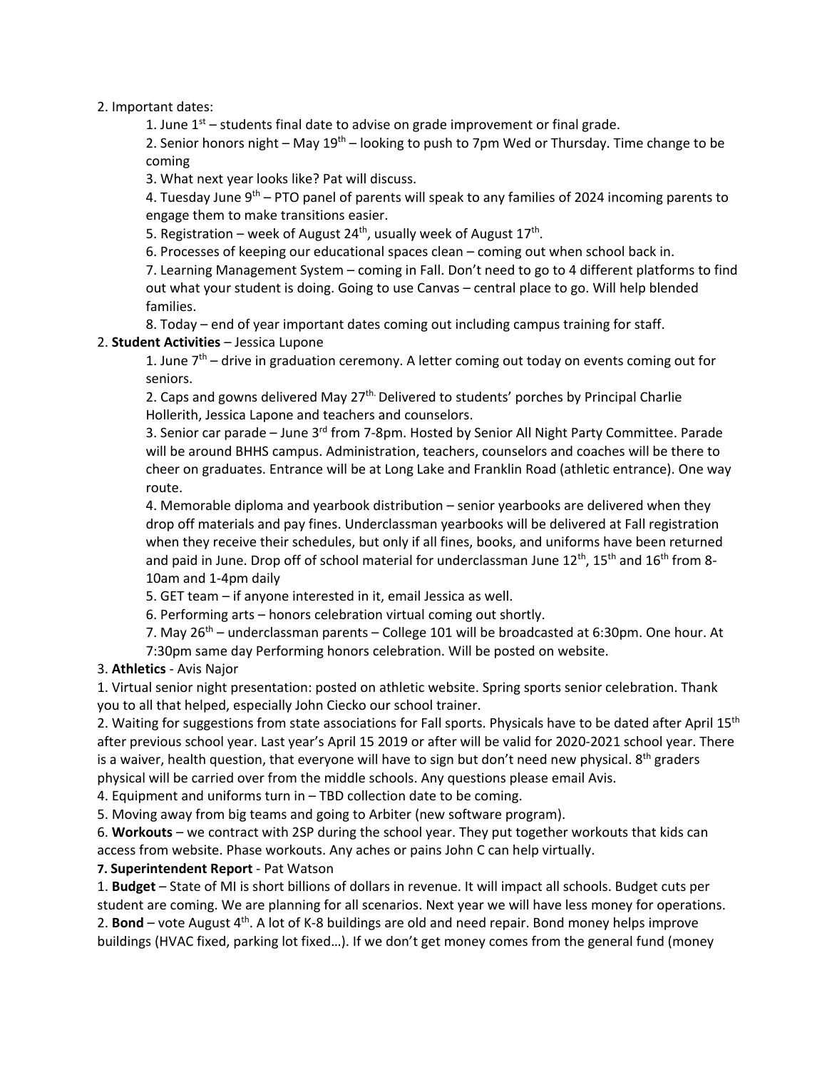2. Important dates:

   1. June 1st – students final date to advise on grade improvement or final grade.
   2. Senior honors night – May 19th – looking to push to 7pm Wed or Thursday. Time change to be coming
   3. What next year looks like? Pat will discuss.
   4. Tuesday June 9th – PTO panel of parents will speak to any families of 2024 incoming parents to engage them to make transitions easier.
   5. Registration – week of August 24th, usually week of August 17th.
   6. Processes of keeping our educational spaces clean – coming out when school back in.
   7. Learning Management System – coming in Fall. Don't need to go to 4 different platforms to find out what your student is doing. Going to use Canvas – central place to go. Will help blended families.
   8. Today – end of year important dates coming out including campus training for staff.

2. **Student Activities** – Jessica Lupone

   1. June 7th – drive in graduation ceremony. A letter coming out today on events coming out for seniors.
   2. Caps and gowns delivered May 27th. Delivered to students' porches by Principal Charlie Hollerith, Jessica Lapone and teachers and counselors.
   3. Senior car parade – June 3rd from 7-8pm. Hosted by Senior All Night Party Committee. Parade will be around BHHS campus. Administration, teachers, counselors and coaches will be there to cheer on graduates. Entrance will be at Long Lake and Franklin Road (athletic entrance). One way route.
   4. Memorable diploma and yearbook distribution – senior yearbooks are delivered when they drop off materials and pay fines. Underclassman yearbooks will be delivered at Fall registration when they receive their schedules, but only if all fines, books, and uniforms have been returned and paid in June. Drop off of school material for underclassman June 12th, 15th and 16th from 8-10am and 1-4pm daily
   5. GET team – if anyone interested in it, email Jessica as well.
   6. Performing arts – honors celebration virtual coming out shortly.
   7. May 26th – underclassman parents – College 101 will be broadcasted at 6:30pm. One hour. At 7:30pm same day Performing honors celebration. Will be posted on website.

3. **Athletics** - Avis Najor

1. Virtual senior night presentation: posted on athletic website. Spring sports senior celebration. Thank you to all that helped, especially John Ciecko our school trainer.
2. Waiting for suggestions from state associations for Fall sports. Physicals have to be dated after April 15th after previous school year. Last year's April 15 2019 or after will be valid for 2020-2021 school year. There is a waiver, health question, that everyone will have to sign but don't need new physical. 8th graders physical will be carried over from the middle schools. Any questions please email Avis.
4. Equipment and uniforms turn in – TBD collection date to be coming.
5. Moving away from big teams and going to Arbiter (new software program).
6. **Workouts** – we contract with 2SP during the school year. They put together workouts that kids can access from website. Phase workouts. Any aches or pains John C can help virtually.

**7. Superintendent Report** - Pat Watson

1. **Budget** – State of MI is short billions of dollars in revenue. It will impact all schools. Budget cuts per student are coming. We are planning for all scenarios. Next year we will have less money for operations.
2. **Bond** – vote August 4th. A lot of K-8 buildings are old and need repair. Bond money helps improve buildings (HVAC fixed, parking lot fixed…). If we don't get money comes from the general fund (money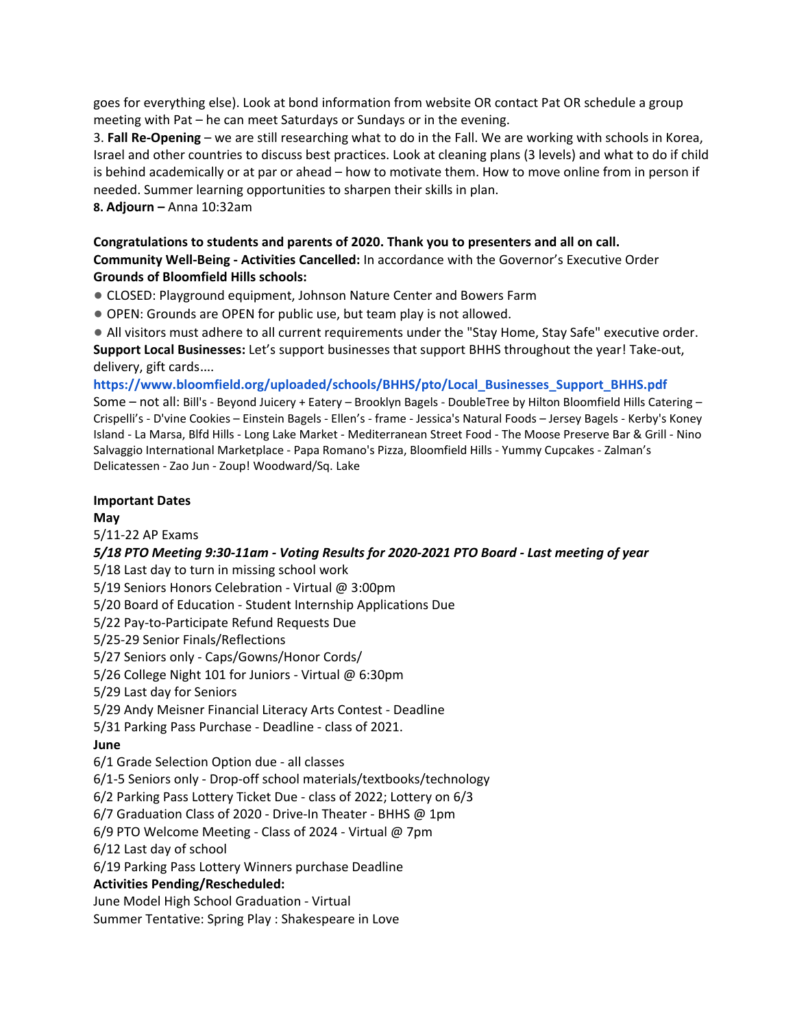goes for everything else). Look at bond information from website OR contact Pat OR schedule a group meeting with Pat – he can meet Saturdays or Sundays or in the evening.

3. **Fall Re-Opening** – we are still researching what to do in the Fall. We are working with schools in Korea, Israel and other countries to discuss best practices. Look at cleaning plans (3 levels) and what to do if child is behind academically or at par or ahead – how to motivate them. How to move online from in person if needed. Summer learning opportunities to sharpen their skills in plan.

**8. Adjourn –** Anna 10:32am

**Congratulations to students and parents of 2020. Thank you to presenters and all on call.**

**Community Well-Being - Activities Cancelled:** In accordance with the Governor's Executive Order

**Grounds of Bloomfield Hills schools:**

- CLOSED: Playground equipment, Johnson Nature Center and Bowers Farm
- OPEN: Grounds are OPEN for public use, but team play is not allowed.
- All visitors must adhere to all current requirements under the "Stay Home, Stay Safe" executive order.

**Support Local Businesses:** Let's support businesses that support BHHS throughout the year! Take-out, delivery, gift cards....

https://www.bloomfield.org/uploaded/schools/BHHS/pto/Local_Businesses_Support_BHHS.pdf

Some – not all: Bill's - Beyond Juicery + Eatery – Brooklyn Bagels - DoubleTree by Hilton Bloomfield Hills Catering – Crispelli's - D'vine Cookies – Einstein Bagels - Ellen's - frame - Jessica's Natural Foods – Jersey Bagels - Kerby's Koney Island - La Marsa, Blfd Hills - Long Lake Market - Mediterranean Street Food - The Moose Preserve Bar & Grill - Nino Salvaggio International Marketplace - Papa Romano's Pizza, Bloomfield Hills - Yummy Cupcakes - Zalman's Delicatessen - Zao Jun - Zoup! Woodward/Sq. Lake

**Important Dates**

**May**

5/11-22 AP Exams

***5/18 PTO Meeting 9:30-11am - Voting Results for 2020-2021 PTO Board - Last meeting of year***

5/18 Last day to turn in missing school work

5/19 Seniors Honors Celebration - Virtual @ 3:00pm

5/20 Board of Education - Student Internship Applications Due

5/22 Pay-to-Participate Refund Requests Due

5/25-29 Senior Finals/Reflections

5/27 Seniors only - Caps/Gowns/Honor Cords/

5/26 College Night 101 for Juniors - Virtual @ 6:30pm

5/29 Last day for Seniors

5/29 Andy Meisner Financial Literacy Arts Contest - Deadline

5/31 Parking Pass Purchase - Deadline - class of 2021.

**June**

6/1 Grade Selection Option due - all classes

6/1-5 Seniors only - Drop-off school materials/textbooks/technology

6/2 Parking Pass Lottery Ticket Due - class of 2022; Lottery on 6/3

6/7 Graduation Class of 2020 - Drive-In Theater - BHHS @ 1pm

6/9 PTO Welcome Meeting - Class of 2024 - Virtual @ 7pm

6/12 Last day of school

6/19 Parking Pass Lottery Winners purchase Deadline

**Activities Pending/Rescheduled:**

June Model High School Graduation - Virtual

Summer Tentative: Spring Play : Shakespeare in Love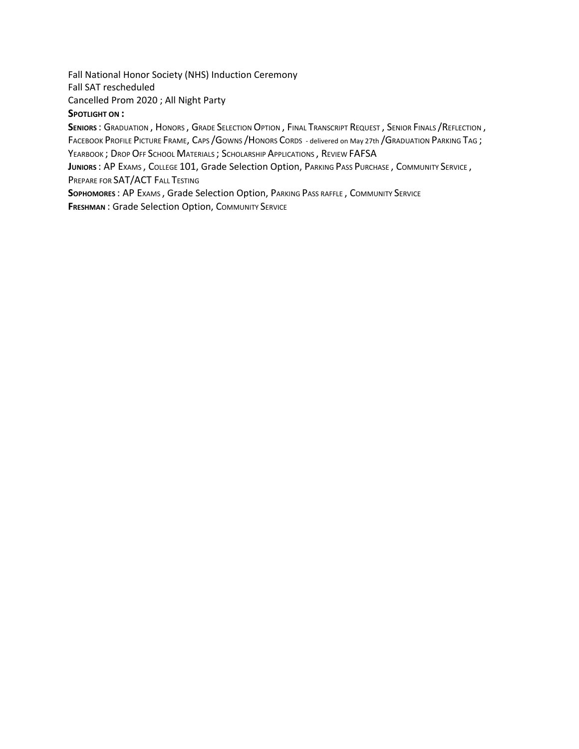Fall National Honor Society (NHS) Induction Ceremony

Fall SAT rescheduled

Cancelled Prom 2020 ; All Night Party

**Spotlight on :**

**Seniors** : Graduation , Honors , Grade Selection Option , Final Transcript Request , Senior Finals /Reflection , Facebook Profile Picture Frame, Caps /Gowns /Honors Cords - delivered on May 27th /Graduation Parking Tag ; Yearbook ; Drop Off School Materials ; Scholarship Applications , Review FAFSA

**Juniors** : AP Exams , College 101, Grade Selection Option, Parking Pass Purchase , Community Service , Prepare for SAT/ACT Fall Testing

**Sophomores** : AP Exams , Grade Selection Option, Parking Pass raffle , Community Service

**Freshman** : Grade Selection Option, Community Service